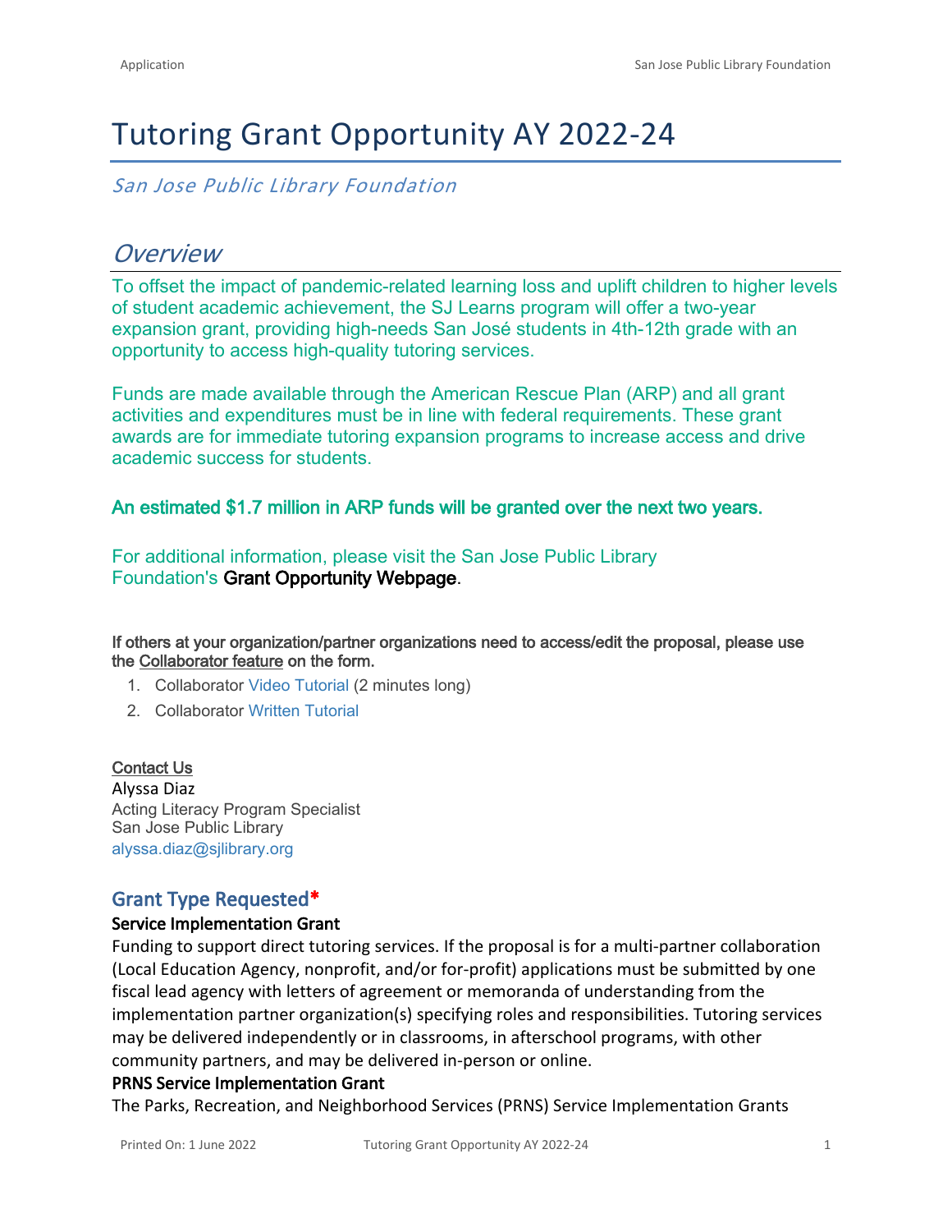# Tutoring Grant Opportunity AY 2022-24

*San Jose Public Library Foundation*

## *Overview*

To offset the impact of pandemic-related learning loss and uplift children to higher levels of student academic achievement, the SJ Learns program will offer a two-year expansion grant, providing high-needs San José students in 4th-12th grade with an opportunity to access high-quality tutoring services.

Funds are made available through the American Rescue Plan (ARP) and all grant activities and expenditures must be in line with federal requirements. These grant awards are for immediate tutoring expansion programs to increase access and drive academic success for students.

**An estimated $1.7 million in ARP funds will be granted over the next two years.**

For additional information, please visit the San Jose Public Library Foundation's Grant Opportunity Webpage.

**If others at your organization/partner organizations need to access/edit the proposal, please use the Collaborator feature on the form.**

1. Collaborator Video Tutorial (2 minutes long)
2. Collaborator Written Tutorial

Contact Us
Alyssa Diaz
Acting Literacy Program Specialist
San Jose Public Library
alyssa.diaz@sjlibrary.org

### Grant Type Requested*

**Service Implementation Grant**

Funding to support direct tutoring services. If the proposal is for a multi-partner collaboration (Local Education Agency, nonprofit, and/or for-profit) applications must be submitted by one fiscal lead agency with letters of agreement or memoranda of understanding from the implementation partner organization(s) specifying roles and responsibilities. Tutoring services may be delivered independently or in classrooms, in afterschool programs, with other community partners, and may be delivered in-person or online.

**PRNS Service Implementation Grant**

The Parks, Recreation, and Neighborhood Services (PRNS) Service Implementation Grants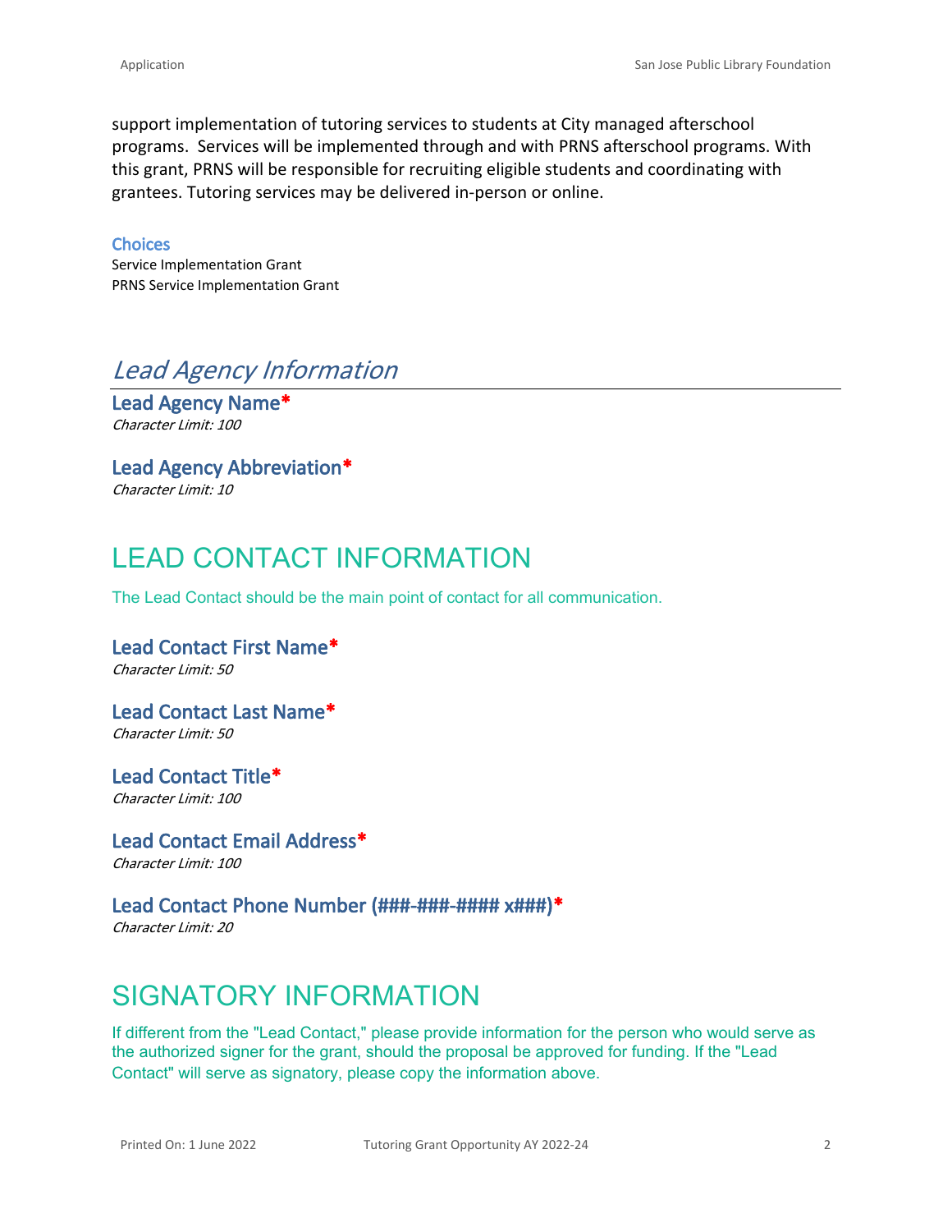support implementation of tutoring services to students at City managed afterschool programs. Services will be implemented through and with PRNS afterschool programs. With this grant, PRNS will be responsible for recruiting eligible students and coordinating with grantees. Tutoring services may be delivered in-person or online.

### Choices

Service Implementation Grant
PRNS Service Implementation Grant

## *Lead Agency Information*

### Lead Agency Name*

*Character Limit: 100*

### Lead Agency Abbreviation*

*Character Limit: 10*

# LEAD CONTACT INFORMATION

The Lead Contact should be the main point of contact for all communication.

### Lead Contact First Name*

*Character Limit: 50*

### Lead Contact Last Name*

*Character Limit: 50*

### Lead Contact Title*

*Character Limit: 100*

### Lead Contact Email Address*

*Character Limit: 100*

### Lead Contact Phone Number (###-###-#### x###)*

*Character Limit: 20*

# SIGNATORY INFORMATION

If different from the "Lead Contact," please provide information for the person who would serve as the authorized signer for the grant, should the proposal be approved for funding. If the "Lead Contact" will serve as signatory, please copy the information above.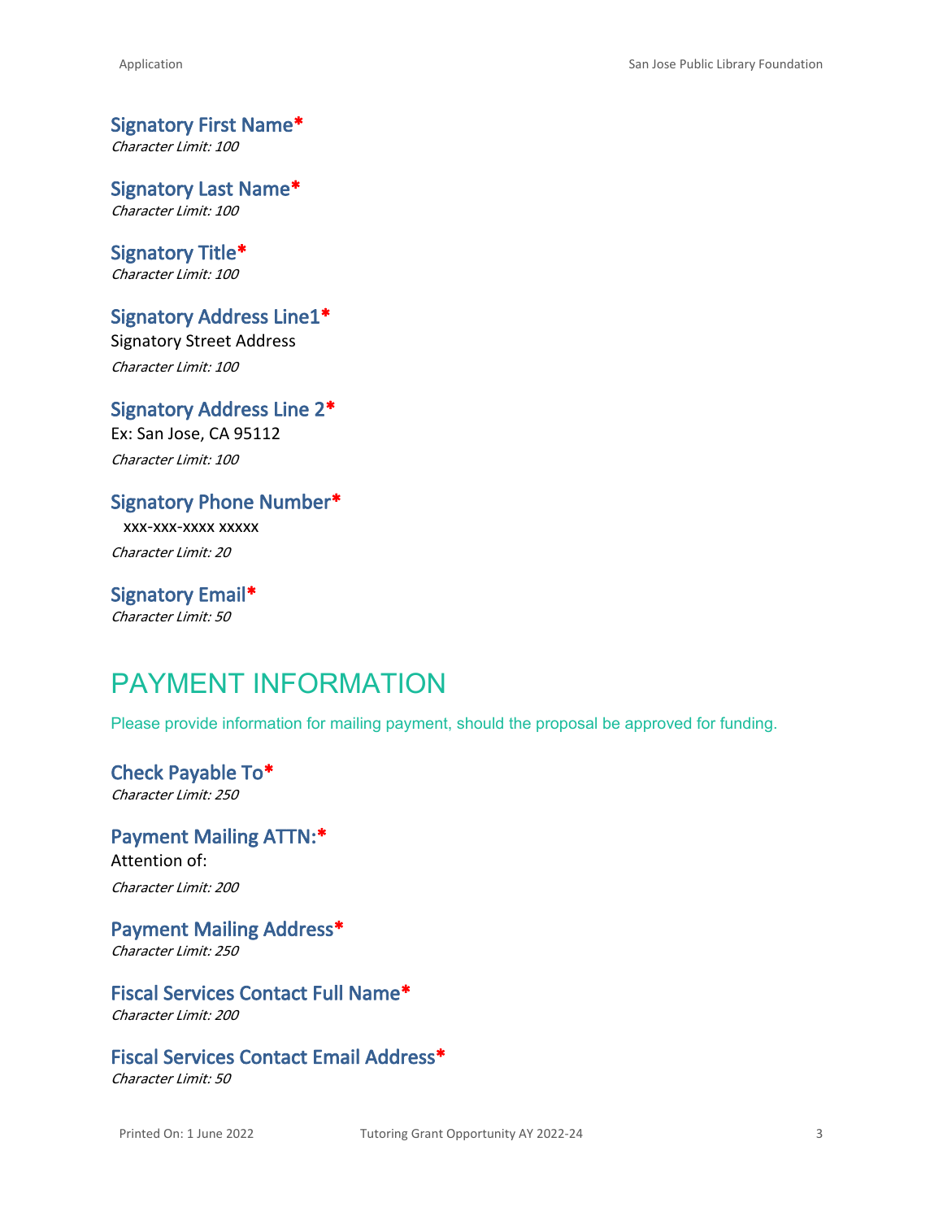### Signatory First Name*
*Character Limit: 100*

### Signatory Last Name*
*Character Limit: 100*

### Signatory Title*
*Character Limit: 100*

### Signatory Address Line1*
Signatory Street Address

*Character Limit: 100*

### Signatory Address Line 2*
Ex: San Jose, CA 95112

*Character Limit: 100*

### Signatory Phone Number*
xxx-xxx-xxxx xxxxx

*Character Limit: 20*

### Signatory Email*
*Character Limit: 50*

## PAYMENT INFORMATION

Please provide information for mailing payment, should the proposal be approved for funding.

### Check Payable To*
*Character Limit: 250*

### Payment Mailing ATTN:*
Attention of:

*Character Limit: 200*

### Payment Mailing Address*
*Character Limit: 250*

### Fiscal Services Contact Full Name*
*Character Limit: 200*

### Fiscal Services Contact Email Address*
*Character Limit: 50*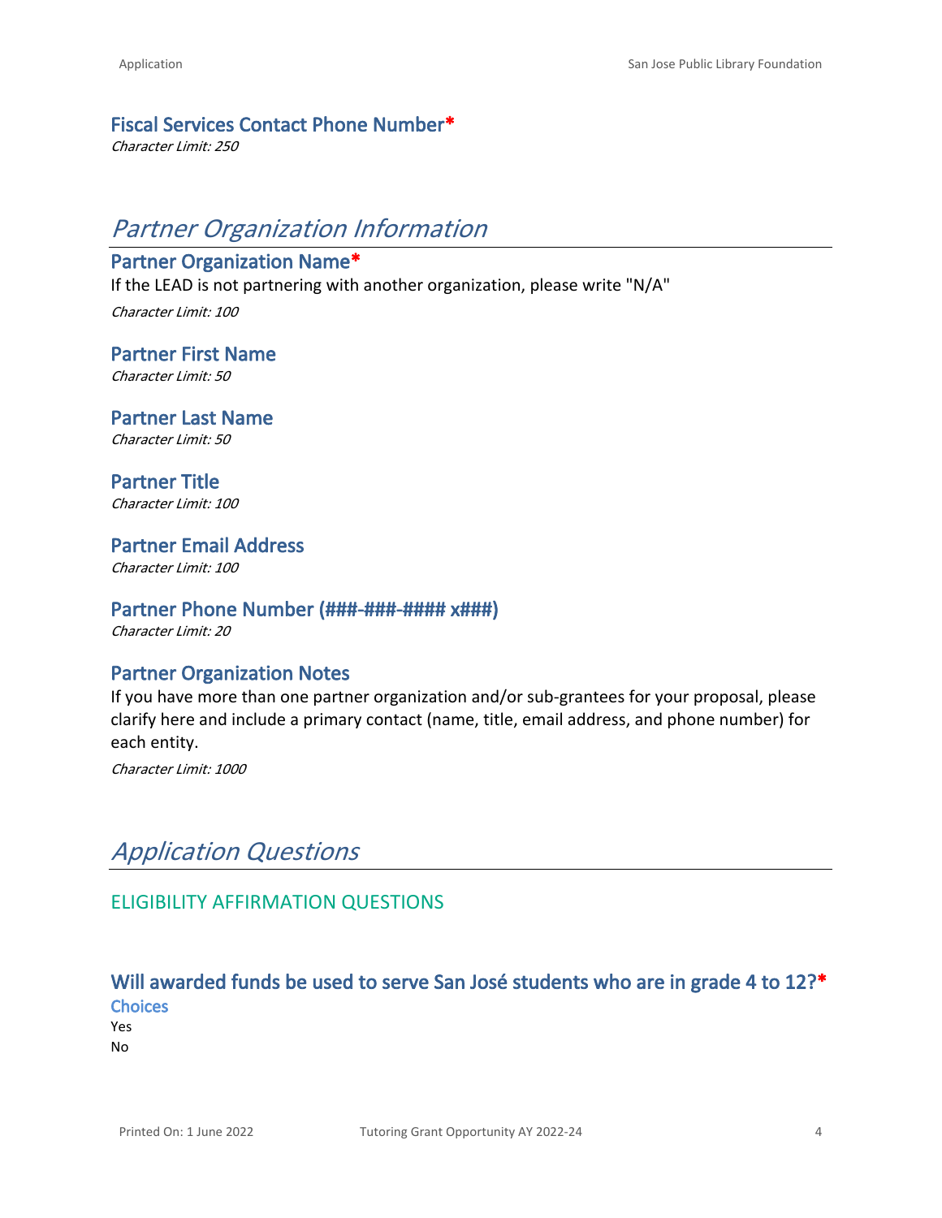### Fiscal Services Contact Phone Number*

*Character Limit: 250*

## Partner Organization Information

### Partner Organization Name*

If the LEAD is not partnering with another organization, please write "N/A"

*Character Limit: 100*

### Partner First Name

*Character Limit: 50*

### Partner Last Name

*Character Limit: 50*

### Partner Title

*Character Limit: 100*

### Partner Email Address

*Character Limit: 100*

### Partner Phone Number (###-###-#### x###)

*Character Limit: 20*

### Partner Organization Notes

If you have more than one partner organization and/or sub-grantees for your proposal, please clarify here and include a primary contact (name, title, email address, and phone number) for each entity.

*Character Limit: 1000*

## Application Questions

### ELIGIBILITY AFFIRMATION QUESTIONS

### Will awarded funds be used to serve San José students who are in grade 4 to 12?*

**Choices**

Yes
No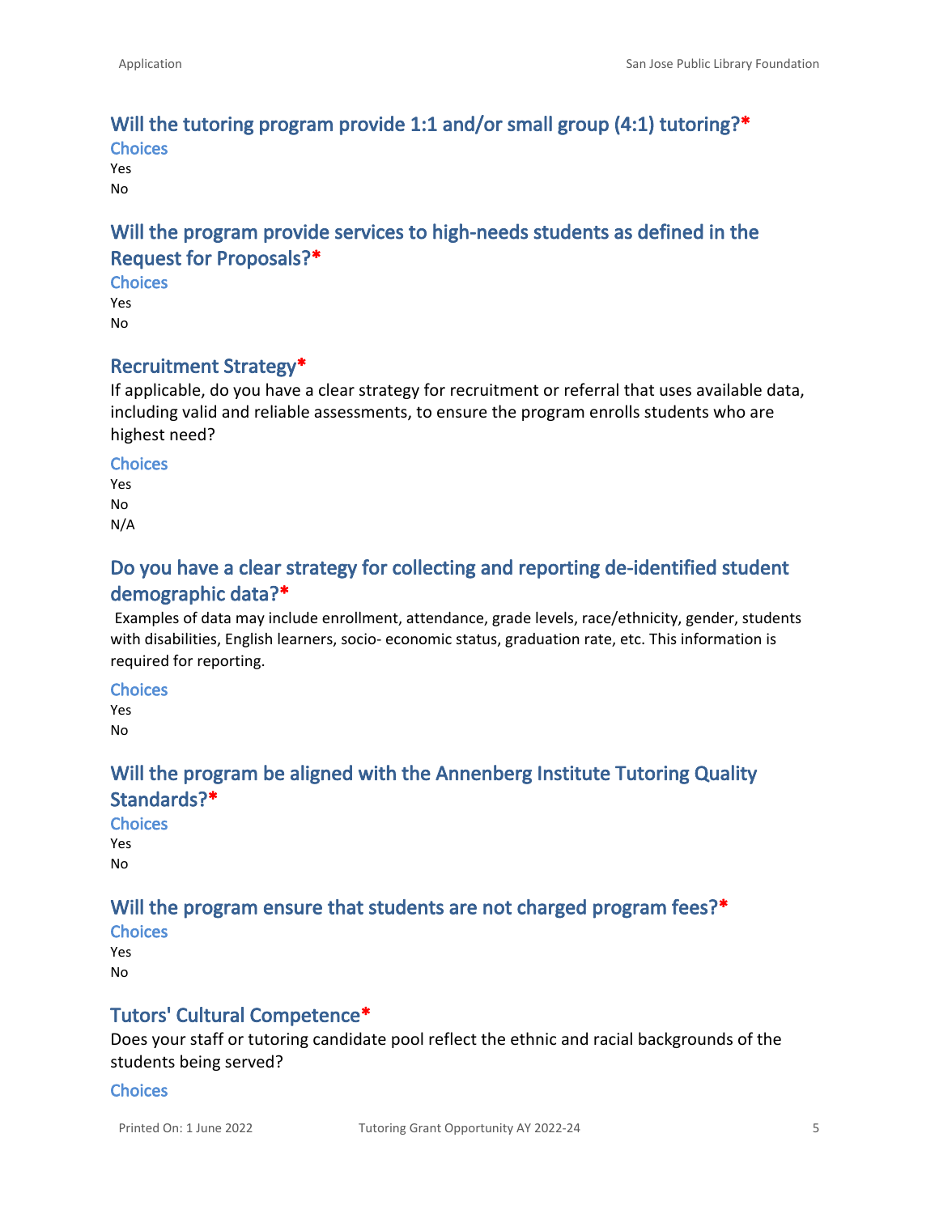## Will the tutoring program provide 1:1 and/or small group (4:1) tutoring?*

### Choices

Yes
No

## Will the program provide services to high-needs students as defined in the Request for Proposals?*

### Choices

Yes
No

## Recruitment Strategy*

If applicable, do you have a clear strategy for recruitment or referral that uses available data, including valid and reliable assessments, to ensure the program enrolls students who are highest need?

### Choices

Yes
No
N/A

## Do you have a clear strategy for collecting and reporting de-identified student demographic data?*

Examples of data may include enrollment, attendance, grade levels, race/ethnicity, gender, students with disabilities, English learners, socio- economic status, graduation rate, etc. This information is required for reporting.

### Choices

Yes
No

## Will the program be aligned with the Annenberg Institute Tutoring Quality Standards?*

### Choices

Yes
No

## Will the program ensure that students are not charged program fees?*

### Choices

Yes
No

## Tutors' Cultural Competence*

Does your staff or tutoring candidate pool reflect the ethnic and racial backgrounds of the students being served?

### Choices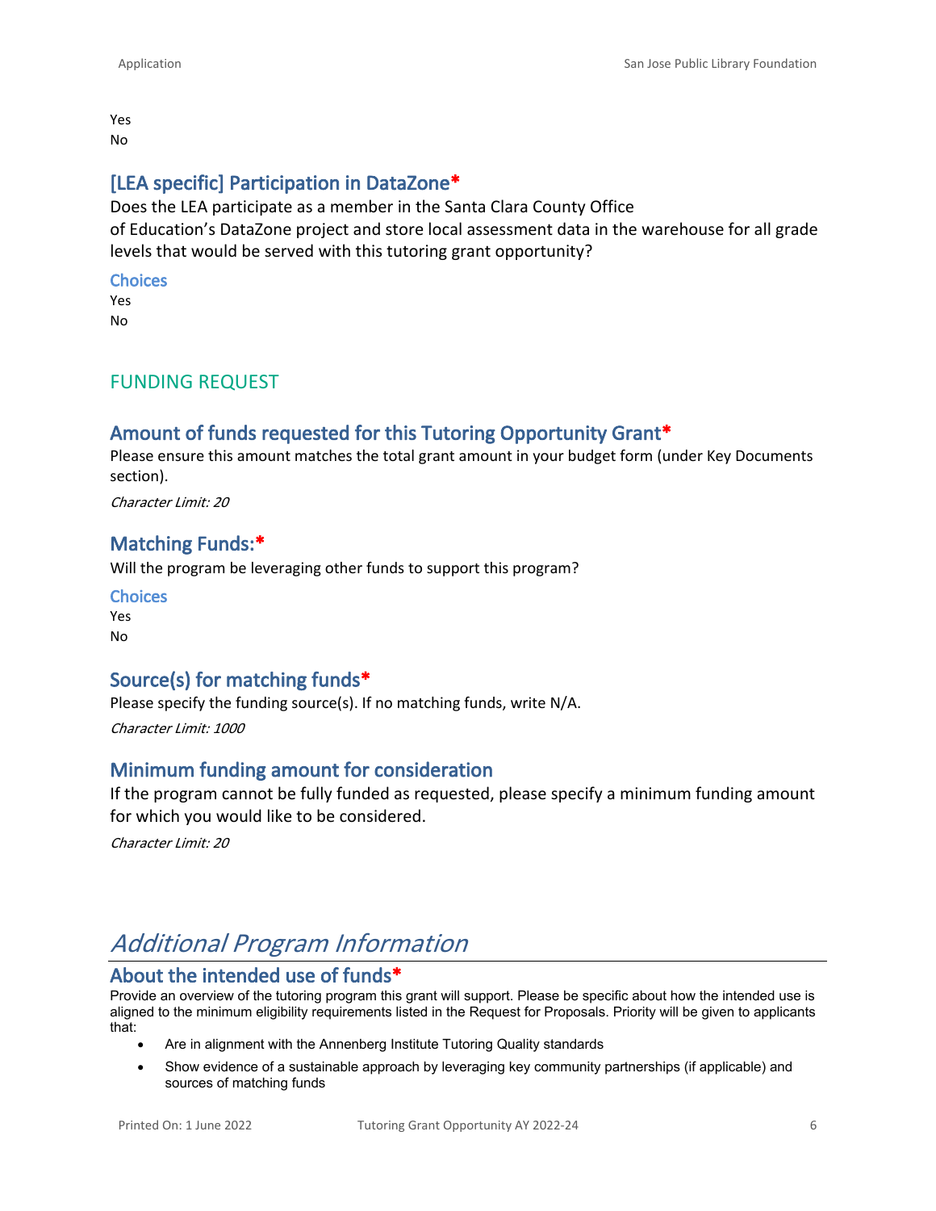Yes
No

### [LEA specific] Participation in DataZone*

Does the LEA participate as a member in the Santa Clara County Office of Education's DataZone project and store local assessment data in the warehouse for all grade levels that would be served with this tutoring grant opportunity?

**Choices**

Yes
No

## FUNDING REQUEST

### Amount of funds requested for this Tutoring Opportunity Grant*

Please ensure this amount matches the total grant amount in your budget form (under Key Documents section).

*Character Limit: 20*

### Matching Funds:*

Will the program be leveraging other funds to support this program?

**Choices**

Yes
No

### Source(s) for matching funds*

Please specify the funding source(s). If no matching funds, write N/A.

*Character Limit: 1000*

### Minimum funding amount for consideration

If the program cannot be fully funded as requested, please specify a minimum funding amount for which you would like to be considered.

*Character Limit: 20*

# *Additional Program Information*

### About the intended use of funds*

Provide an overview of the tutoring program this grant will support. Please be specific about how the intended use is aligned to the minimum eligibility requirements listed in the Request for Proposals. Priority will be given to applicants that:

- Are in alignment with the Annenberg Institute Tutoring Quality standards
- Show evidence of a sustainable approach by leveraging key community partnerships (if applicable) and sources of matching funds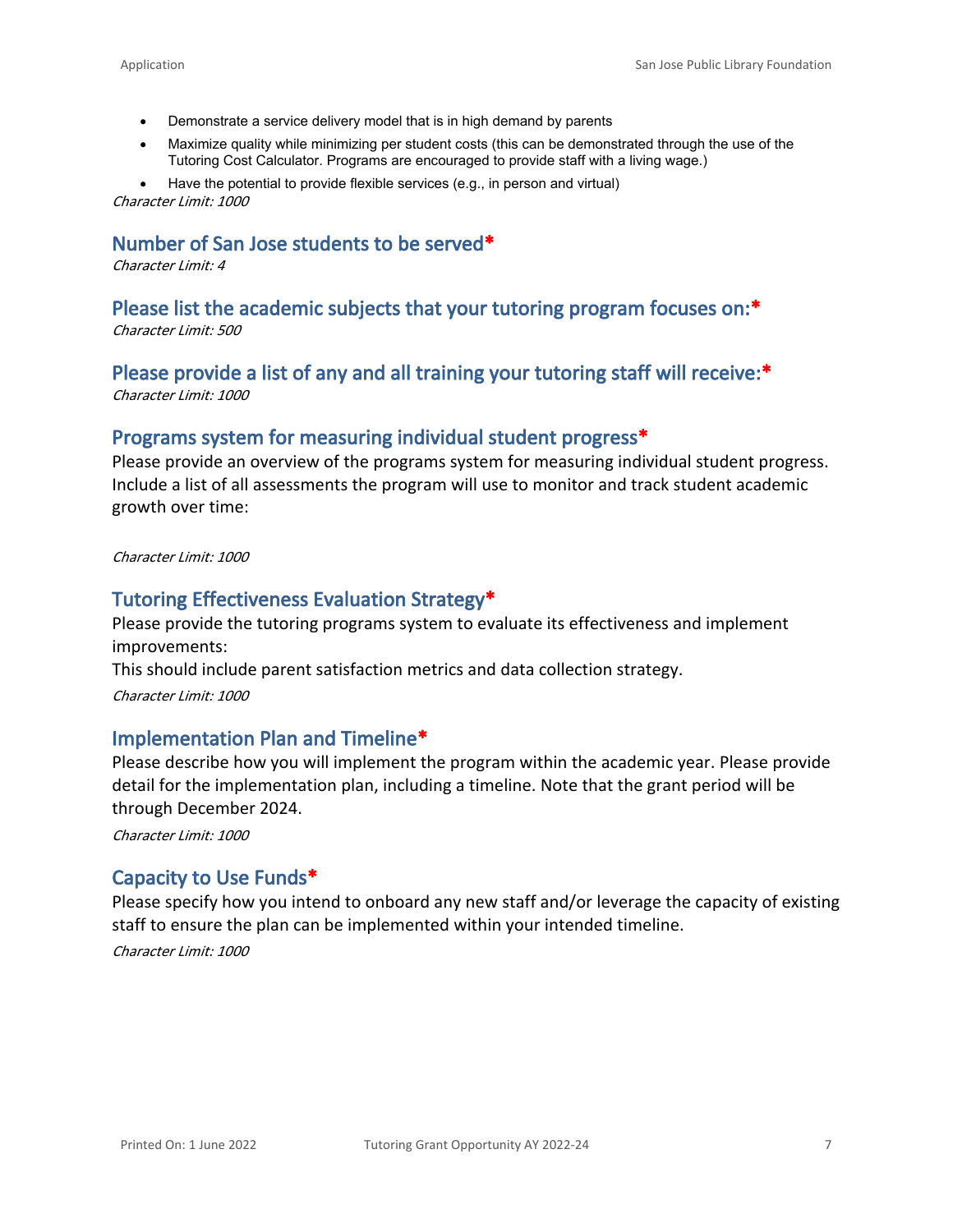- Demonstrate a service delivery model that is in high demand by parents
- Maximize quality while minimizing per student costs (this can be demonstrated through the use of the Tutoring Cost Calculator. Programs are encouraged to provide staff with a living wage.)
- Have the potential to provide flexible services (e.g., in person and virtual)

*Character Limit: 1000*

## Number of San Jose students to be served*

*Character Limit: 4*

## Please list the academic subjects that your tutoring program focuses on:*

*Character Limit: 500*

## Please provide a list of any and all training your tutoring staff will receive:*

*Character Limit: 1000*

## Programs system for measuring individual student progress*

Please provide an overview of the programs system for measuring individual student progress. Include a list of all assessments the program will use to monitor and track student academic growth over time:

*Character Limit: 1000*

## Tutoring Effectiveness Evaluation Strategy*

Please provide the tutoring programs system to evaluate its effectiveness and implement improvements:

This should include parent satisfaction metrics and data collection strategy.

*Character Limit: 1000*

## Implementation Plan and Timeline*

Please describe how you will implement the program within the academic year. Please provide detail for the implementation plan, including a timeline. Note that the grant period will be through December 2024.

*Character Limit: 1000*

## Capacity to Use Funds*

Please specify how you intend to onboard any new staff and/or leverage the capacity of existing staff to ensure the plan can be implemented within your intended timeline.

*Character Limit: 1000*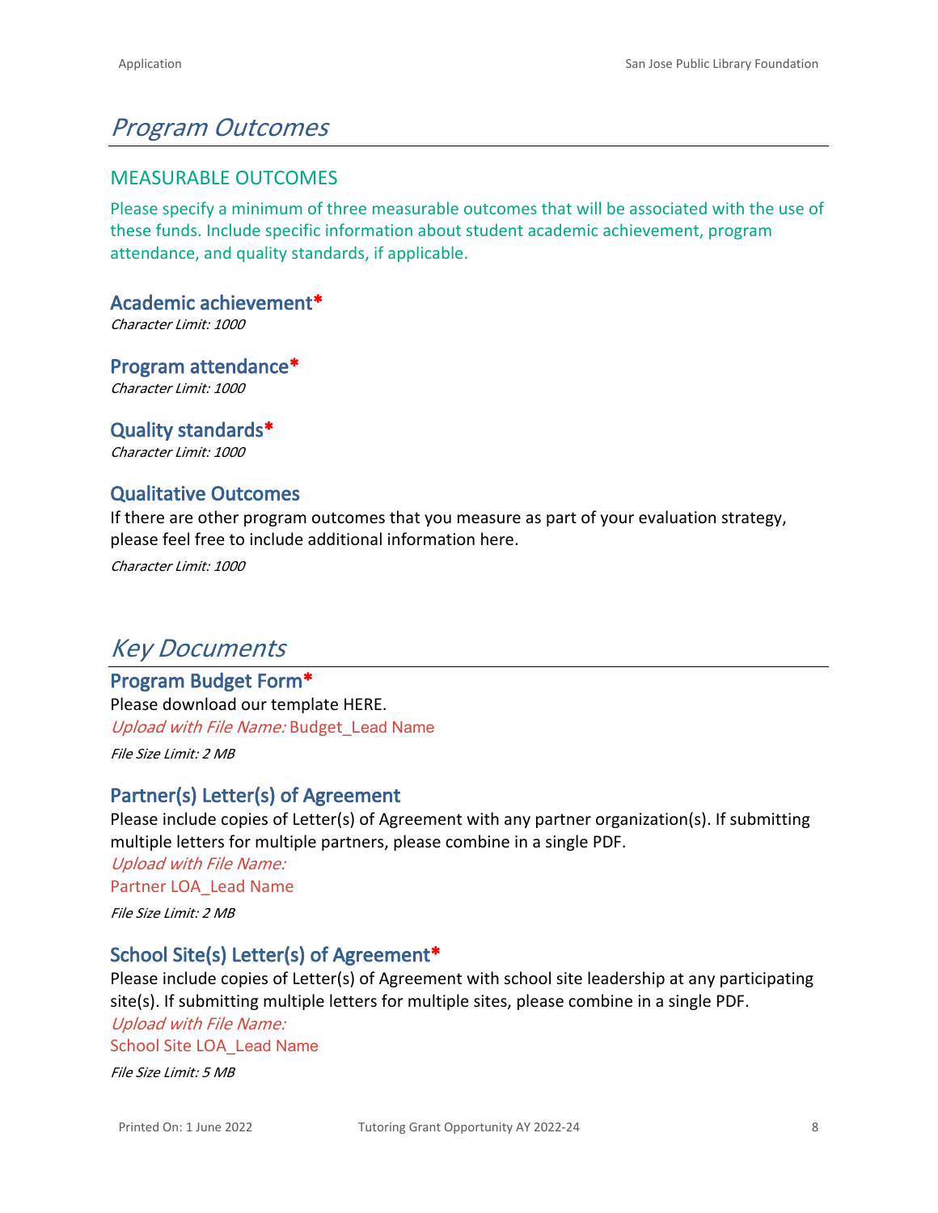# *Program Outcomes*

## MEASURABLE OUTCOMES

Please specify a minimum of three measurable outcomes that will be associated with the use of these funds. Include specific information about student academic achievement, program attendance, and quality standards, if applicable.

### Academic achievement*

*Character Limit: 1000*

### Program attendance*

*Character Limit: 1000*

### Quality standards*

*Character Limit: 1000*

### Qualitative Outcomes

If there are other program outcomes that you measure as part of your evaluation strategy, please feel free to include additional information here.

*Character Limit: 1000*

# *Key Documents*

### Program Budget Form*

Please download our template HERE.

*Upload with File Name:* Budget_Lead Name

*File Size Limit: 2 MB*

### Partner(s) Letter(s) of Agreement

Please include copies of Letter(s) of Agreement with any partner organization(s). If submitting multiple letters for multiple partners, please combine in a single PDF.

*Upload with File Name:*
Partner LOA_Lead Name

*File Size Limit: 2 MB*

### School Site(s) Letter(s) of Agreement*

Please include copies of Letter(s) of Agreement with school site leadership at any participating site(s). If submitting multiple letters for multiple sites, please combine in a single PDF.

*Upload with File Name:*
School Site LOA_Lead Name

*File Size Limit: 5 MB*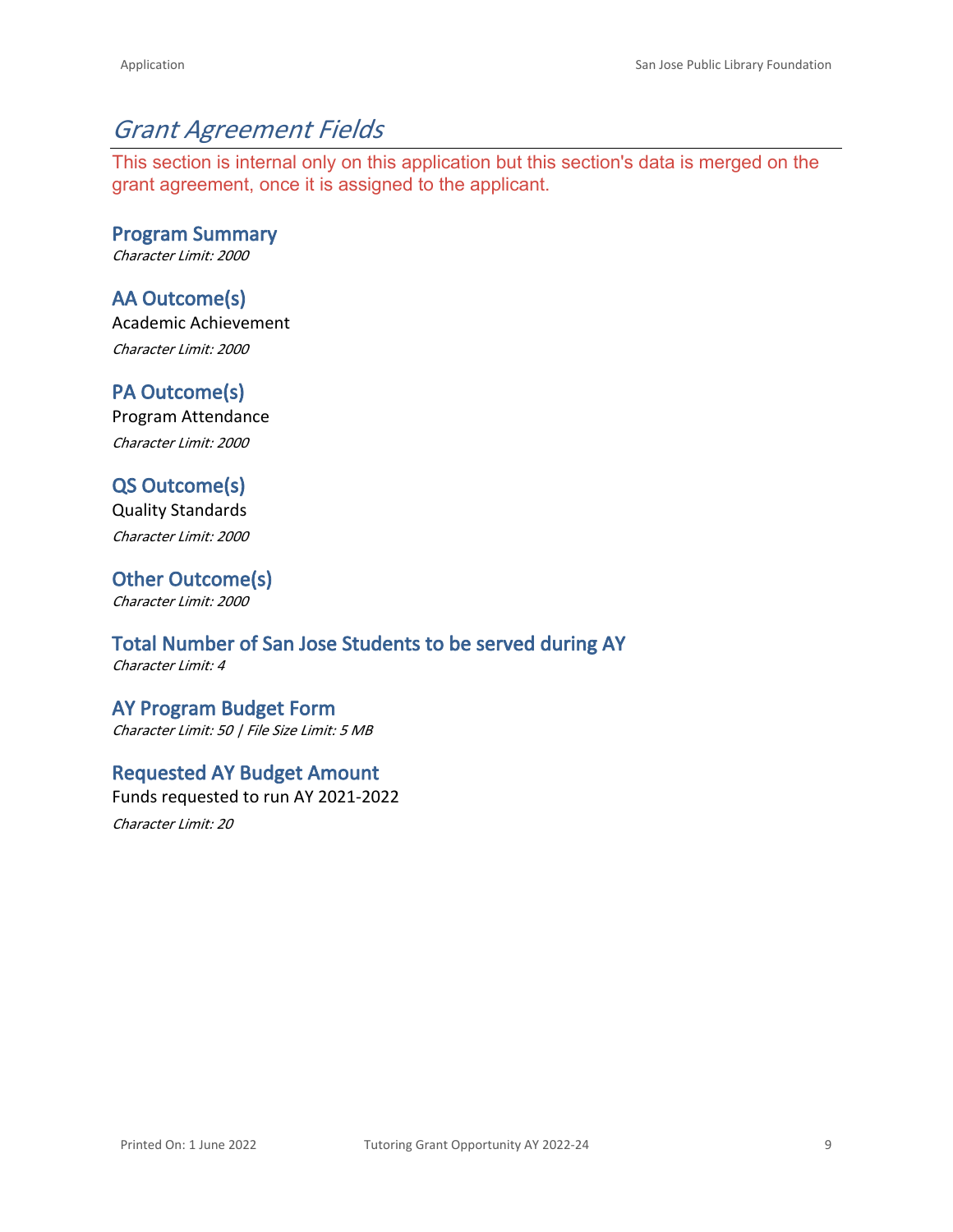# *Grant Agreement Fields*

This section is internal only on this application but this section's data is merged on the grant agreement, once it is assigned to the applicant.

## Program Summary

*Character Limit: 2000*

## AA Outcome(s)

Academic Achievement

*Character Limit: 2000*

## PA Outcome(s)

Program Attendance

*Character Limit: 2000*

## QS Outcome(s)

Quality Standards

*Character Limit: 2000*

## Other Outcome(s)

*Character Limit: 2000*

## Total Number of San Jose Students to be served during AY

*Character Limit: 4*

## AY Program Budget Form

*Character Limit: 50 | File Size Limit: 5 MB*

## Requested AY Budget Amount

Funds requested to run AY 2021-2022

*Character Limit: 20*